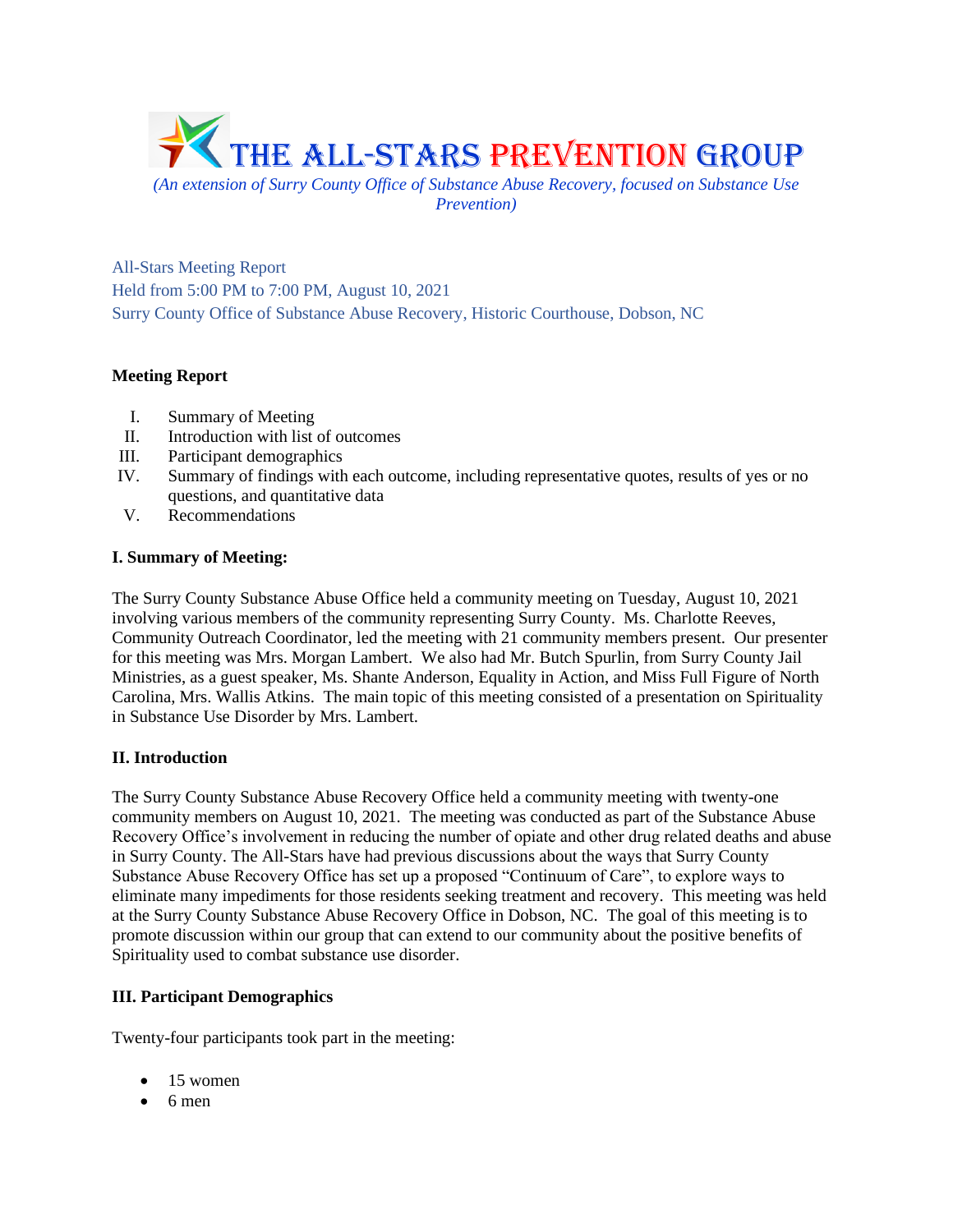# THE ALL-STARS PREVENTION GROUP

*(An extension of Surry County Office of Substance Abuse Recovery, focused on Substance Use Prevention)*

All-Stars Meeting Report
Held from 5:00 PM to 7:00 PM, August 10, 2021
Surry County Office of Substance Abuse Recovery, Historic Courthouse, Dobson, NC

**Meeting Report**

I. Summary of Meeting
II. Introduction with list of outcomes
III. Participant demographics
IV. Summary of findings with each outcome, including representative quotes, results of yes or no questions, and quantitative data
V. Recommendations

**I. Summary of Meeting:**

The Surry County Substance Abuse Office held a community meeting on Tuesday, August 10, 2021 involving various members of the community representing Surry County. Ms. Charlotte Reeves, Community Outreach Coordinator, led the meeting with 21 community members present. Our presenter for this meeting was Mrs. Morgan Lambert. We also had Mr. Butch Spurlin, from Surry County Jail Ministries, as a guest speaker, Ms. Shante Anderson, Equality in Action, and Miss Full Figure of North Carolina, Mrs. Wallis Atkins. The main topic of this meeting consisted of a presentation on Spirituality in Substance Use Disorder by Mrs. Lambert.

**II. Introduction**

The Surry County Substance Abuse Recovery Office held a community meeting with twenty-one community members on August 10, 2021. The meeting was conducted as part of the Substance Abuse Recovery Office's involvement in reducing the number of opiate and other drug related deaths and abuse in Surry County. The All-Stars have had previous discussions about the ways that Surry County Substance Abuse Recovery Office has set up a proposed "Continuum of Care", to explore ways to eliminate many impediments for those residents seeking treatment and recovery. This meeting was held at the Surry County Substance Abuse Recovery Office in Dobson, NC. The goal of this meeting is to promote discussion within our group that can extend to our community about the positive benefits of Spirituality used to combat substance use disorder.

**III. Participant Demographics**

Twenty-four participants took part in the meeting:

- 15 women
- 6 men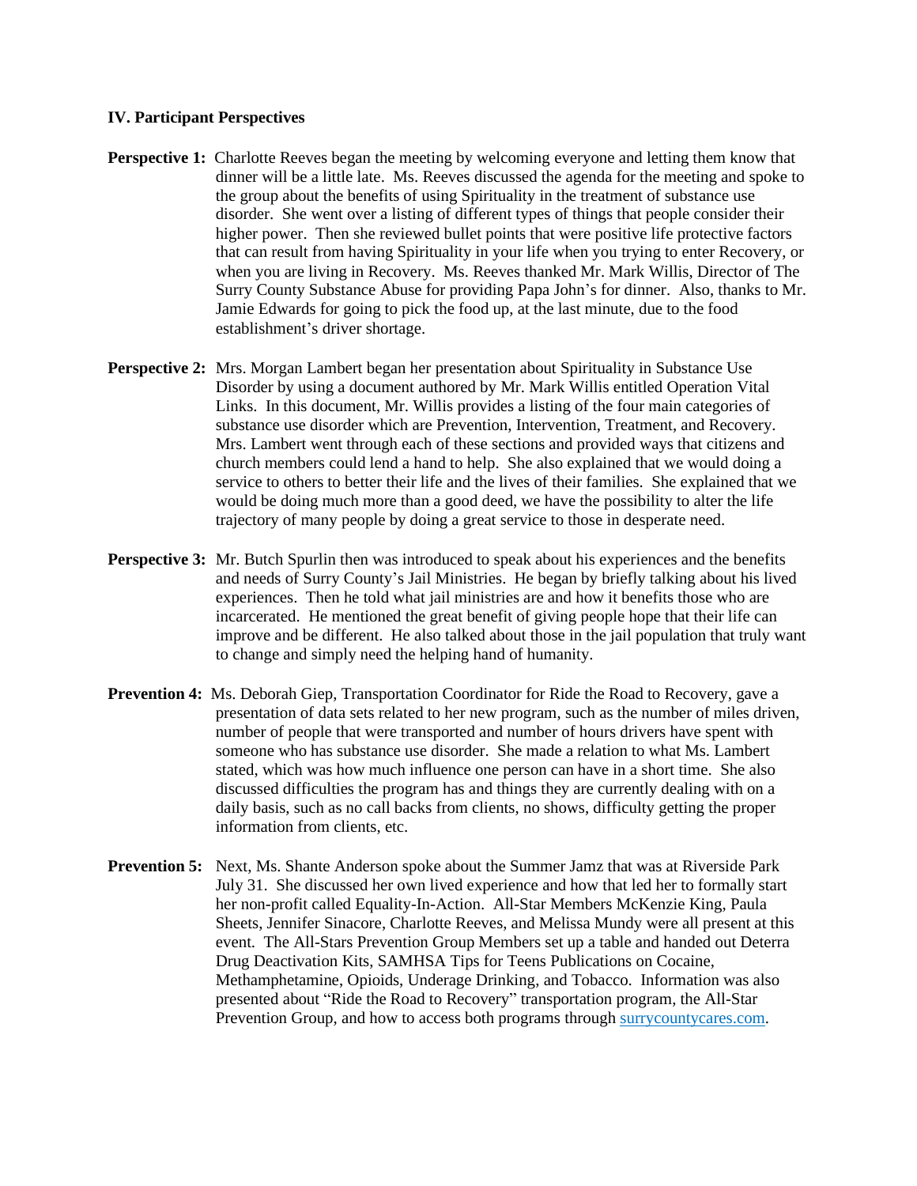### IV. Participant Perspectives

**Perspective 1:** Charlotte Reeves began the meeting by welcoming everyone and letting them know that dinner will be a little late. Ms. Reeves discussed the agenda for the meeting and spoke to the group about the benefits of using Spirituality in the treatment of substance use disorder. She went over a listing of different types of things that people consider their higher power. Then she reviewed bullet points that were positive life protective factors that can result from having Spirituality in your life when you trying to enter Recovery, or when you are living in Recovery. Ms. Reeves thanked Mr. Mark Willis, Director of The Surry County Substance Abuse for providing Papa John's for dinner. Also, thanks to Mr. Jamie Edwards for going to pick the food up, at the last minute, due to the food establishment's driver shortage.

**Perspective 2:** Mrs. Morgan Lambert began her presentation about Spirituality in Substance Use Disorder by using a document authored by Mr. Mark Willis entitled Operation Vital Links. In this document, Mr. Willis provides a listing of the four main categories of substance use disorder which are Prevention, Intervention, Treatment, and Recovery. Mrs. Lambert went through each of these sections and provided ways that citizens and church members could lend a hand to help. She also explained that we would doing a service to others to better their life and the lives of their families. She explained that we would be doing much more than a good deed, we have the possibility to alter the life trajectory of many people by doing a great service to those in desperate need.

**Perspective 3:** Mr. Butch Spurlin then was introduced to speak about his experiences and the benefits and needs of Surry County's Jail Ministries. He began by briefly talking about his lived experiences. Then he told what jail ministries are and how it benefits those who are incarcerated. He mentioned the great benefit of giving people hope that their life can improve and be different. He also talked about those in the jail population that truly want to change and simply need the helping hand of humanity.

**Prevention 4:** Ms. Deborah Giep, Transportation Coordinator for Ride the Road to Recovery, gave a presentation of data sets related to her new program, such as the number of miles driven, number of people that were transported and number of hours drivers have spent with someone who has substance use disorder. She made a relation to what Ms. Lambert stated, which was how much influence one person can have in a short time. She also discussed difficulties the program has and things they are currently dealing with on a daily basis, such as no call backs from clients, no shows, difficulty getting the proper information from clients, etc.

**Prevention 5:** Next, Ms. Shante Anderson spoke about the Summer Jamz that was at Riverside Park July 31. She discussed her own lived experience and how that led her to formally start her non-profit called Equality-In-Action. All-Star Members McKenzie King, Paula Sheets, Jennifer Sinacore, Charlotte Reeves, and Melissa Mundy were all present at this event. The All-Stars Prevention Group Members set up a table and handed out Deterra Drug Deactivation Kits, SAMHSA Tips for Teens Publications on Cocaine, Methamphetamine, Opioids, Underage Drinking, and Tobacco. Information was also presented about "Ride the Road to Recovery" transportation program, the All-Star Prevention Group, and how to access both programs through surrycountycares.com.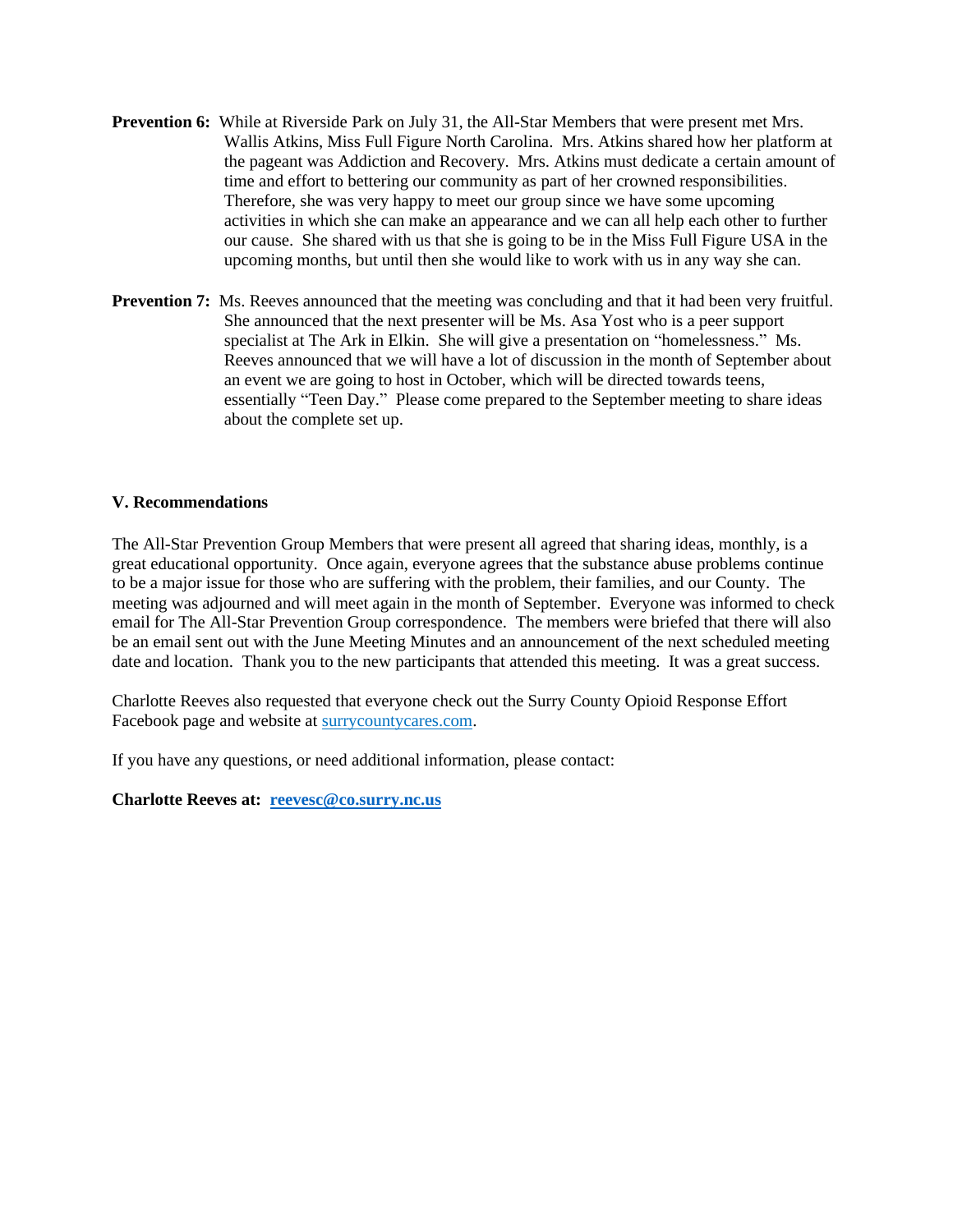**Prevention 6:** While at Riverside Park on July 31, the All-Star Members that were present met Mrs. Wallis Atkins, Miss Full Figure North Carolina. Mrs. Atkins shared how her platform at the pageant was Addiction and Recovery. Mrs. Atkins must dedicate a certain amount of time and effort to bettering our community as part of her crowned responsibilities. Therefore, she was very happy to meet our group since we have some upcoming activities in which she can make an appearance and we can all help each other to further our cause. She shared with us that she is going to be in the Miss Full Figure USA in the upcoming months, but until then she would like to work with us in any way she can.

**Prevention 7:** Ms. Reeves announced that the meeting was concluding and that it had been very fruitful. She announced that the next presenter will be Ms. Asa Yost who is a peer support specialist at The Ark in Elkin. She will give a presentation on "homelessness." Ms. Reeves announced that we will have a lot of discussion in the month of September about an event we are going to host in October, which will be directed towards teens, essentially "Teen Day." Please come prepared to the September meeting to share ideas about the complete set up.

### V. Recommendations

The All-Star Prevention Group Members that were present all agreed that sharing ideas, monthly, is a great educational opportunity. Once again, everyone agrees that the substance abuse problems continue to be a major issue for those who are suffering with the problem, their families, and our County. The meeting was adjourned and will meet again in the month of September. Everyone was informed to check email for The All-Star Prevention Group correspondence. The members were briefed that there will also be an email sent out with the June Meeting Minutes and an announcement of the next scheduled meeting date and location. Thank you to the new participants that attended this meeting. It was a great success.

Charlotte Reeves also requested that everyone check out the Surry County Opioid Response Effort Facebook page and website at surrycountycares.com.

If you have any questions, or need additional information, please contact:

**Charlotte Reeves at: reevesc@co.surry.nc.us**